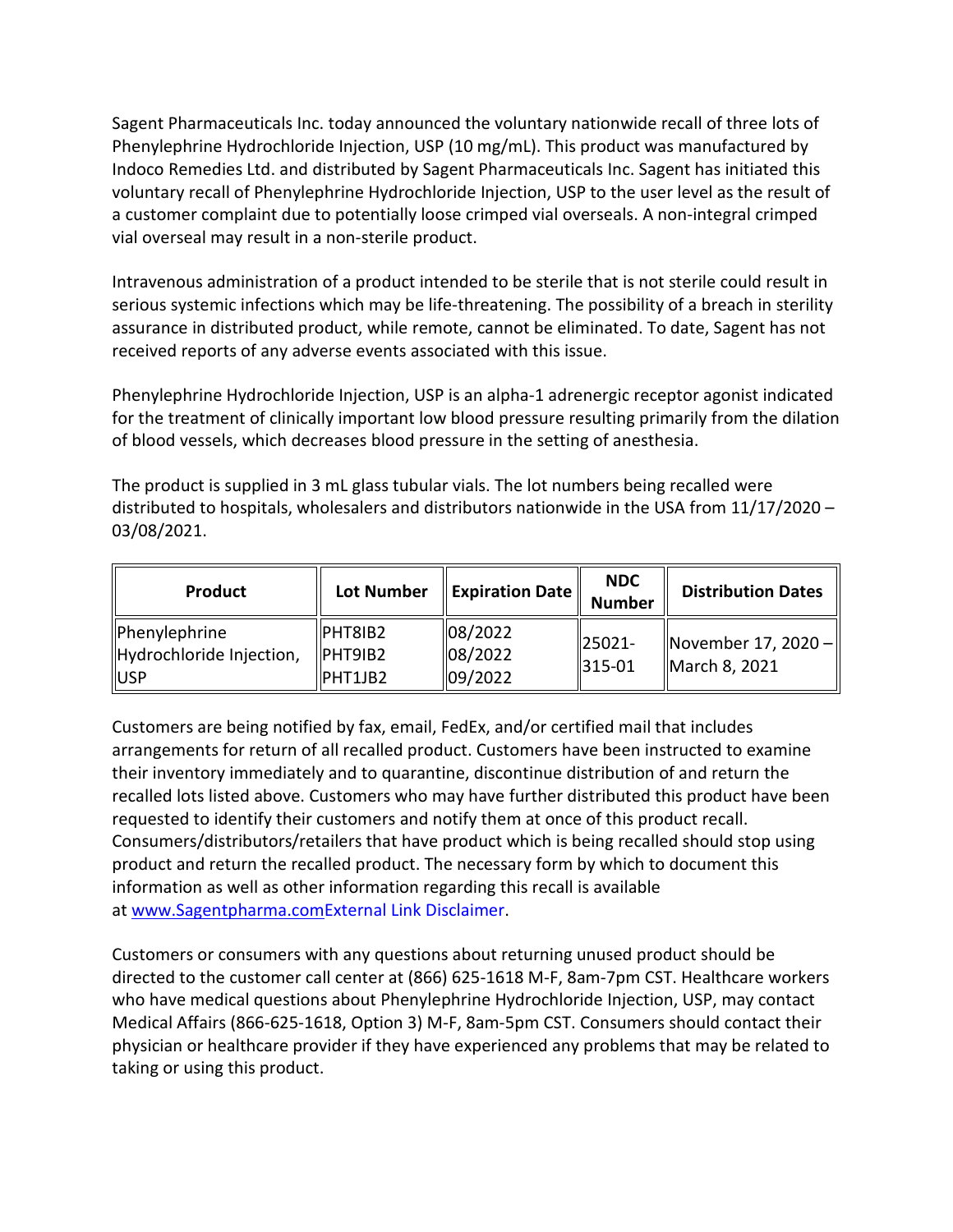Sagent Pharmaceuticals Inc. today announced the voluntary nationwide recall of three lots of Phenylephrine Hydrochloride Injection, USP (10 mg/mL). This product was manufactured by Indoco Remedies Ltd. and distributed by Sagent Pharmaceuticals Inc. Sagent has initiated this voluntary recall of Phenylephrine Hydrochloride Injection, USP to the user level as the result of a customer complaint due to potentially loose crimped vial overseals. A non-integral crimped vial overseal may result in a non-sterile product.

Intravenous administration of a product intended to be sterile that is not sterile could result in serious systemic infections which may be life-threatening. The possibility of a breach in sterility assurance in distributed product, while remote, cannot be eliminated. To date, Sagent has not received reports of any adverse events associated with this issue.

Phenylephrine Hydrochloride Injection, USP is an alpha-1 adrenergic receptor agonist indicated for the treatment of clinically important low blood pressure resulting primarily from the dilation of blood vessels, which decreases blood pressure in the setting of anesthesia.

The product is supplied in 3 mL glass tubular vials. The lot numbers being recalled were distributed to hospitals, wholesalers and distributors nationwide in the USA from 11/17/2020 – 03/08/2021.

| Product | Lot Number | Expiration Date | NDC Number | Distribution Dates |
| --- | --- | --- | --- | --- |
| Phenylephrine Hydrochloride Injection, USP | PHT8IB2<br>PHT9IB2<br>PHT1JB2 | 08/2022<br>08/2022<br>09/2022 | 25021-315-01 | November 17, 2020 – March 8, 2021 |

Customers are being notified by fax, email, FedEx, and/or certified mail that includes arrangements for return of all recalled product. Customers have been instructed to examine their inventory immediately and to quarantine, discontinue distribution of and return the recalled lots listed above. Customers who may have further distributed this product have been requested to identify their customers and notify them at once of this product recall. Consumers/distributors/retailers that have product which is being recalled should stop using product and return the recalled product. The necessary form by which to document this information as well as other information regarding this recall is available at www.Sagentpharma.comExternal Link Disclaimer.

Customers or consumers with any questions about returning unused product should be directed to the customer call center at (866) 625-1618 M-F, 8am-7pm CST. Healthcare workers who have medical questions about Phenylephrine Hydrochloride Injection, USP, may contact Medical Affairs (866-625-1618, Option 3) M-F, 8am-5pm CST. Consumers should contact their physician or healthcare provider if they have experienced any problems that may be related to taking or using this product.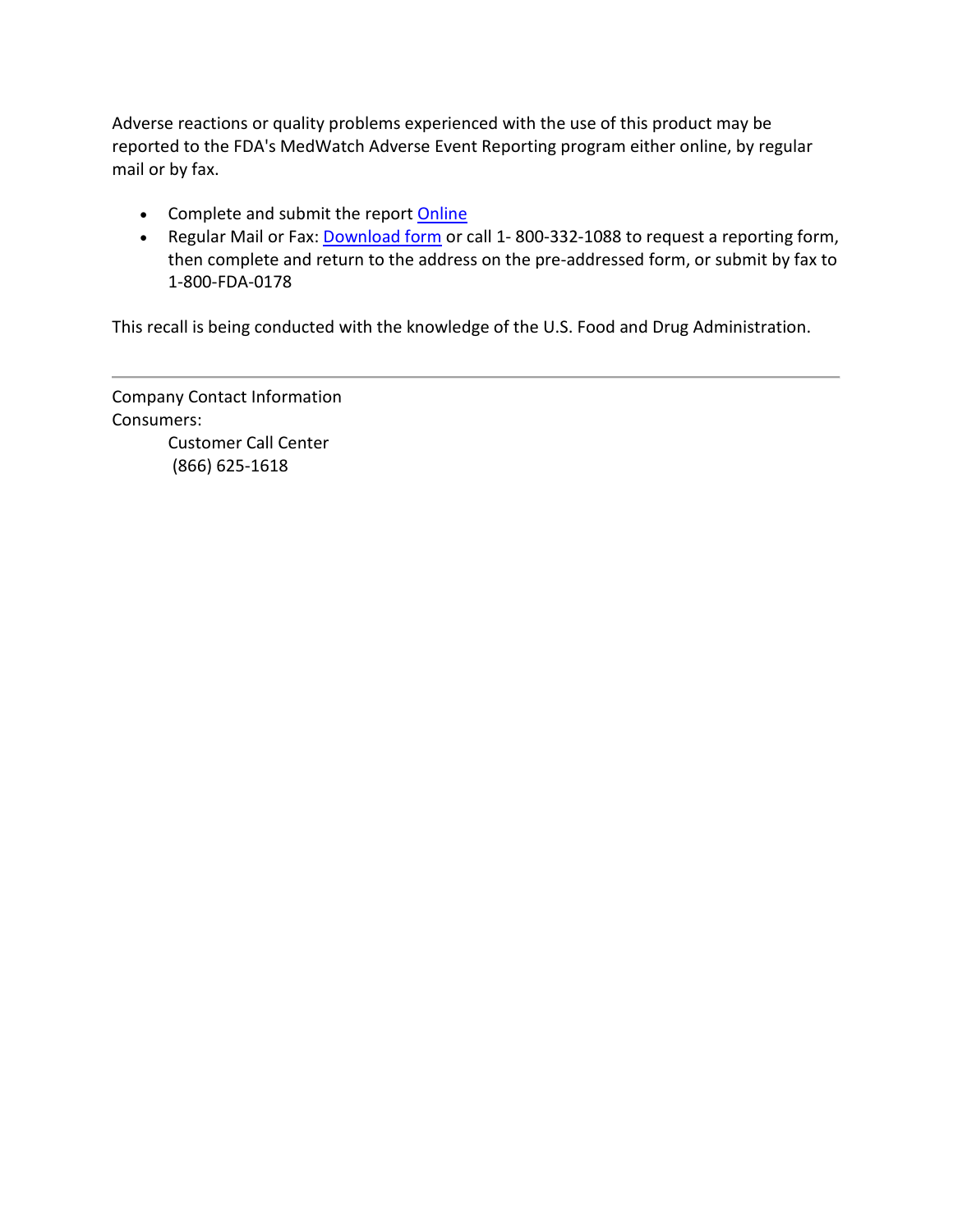Adverse reactions or quality problems experienced with the use of this product may be reported to the FDA's MedWatch Adverse Event Reporting program either online, by regular mail or by fax.

- Complete and submit the report Online
- Regular Mail or Fax: Download form or call 1- 800-332-1088 to request a reporting form, then complete and return to the address on the pre-addressed form, or submit by fax to 1-800-FDA-0178

This recall is being conducted with the knowledge of the U.S. Food and Drug Administration.

---

Company Contact Information
Consumers:
  Customer Call Center
  (866) 625-1618